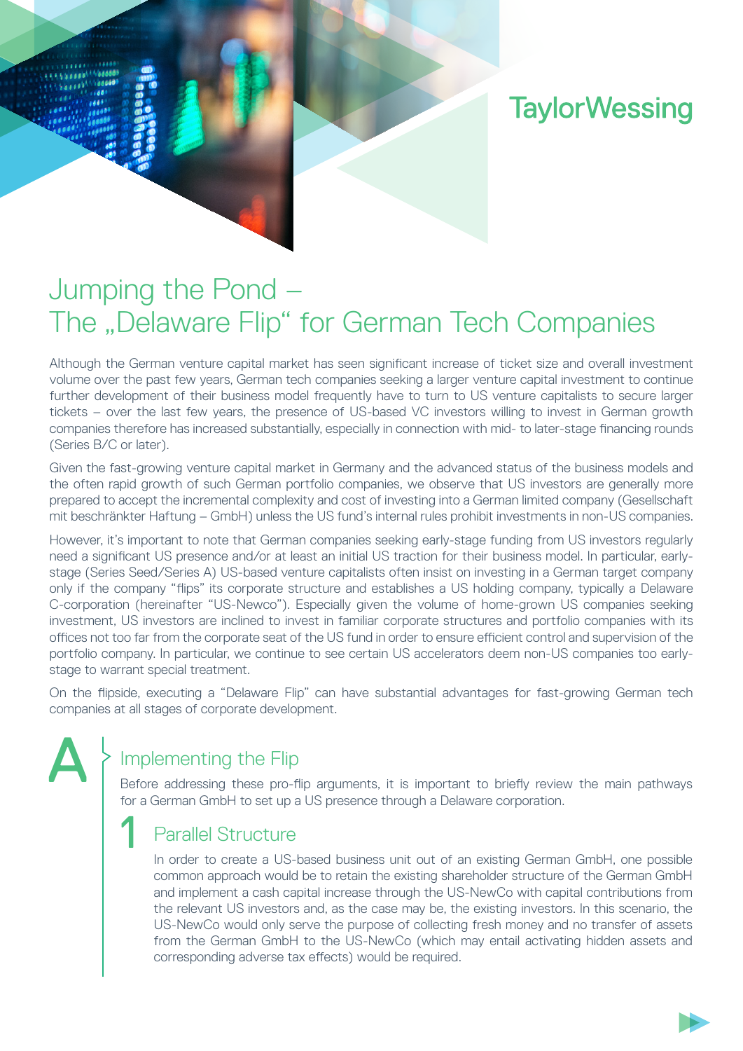TaylorWessing

# Jumping the Pond – The „Delaware Flip" for German Tech Companies

Although the German venture capital market has seen significant increase of ticket size and overall investment volume over the past few years, German tech companies seeking a larger venture capital investment to continue further development of their business model frequently have to turn to US venture capitalists to secure larger tickets – over the last few years, the presence of US-based VC investors willing to invest in German growth companies therefore has increased substantially, especially in connection with mid- to later-stage financing rounds (Series B/C or later).

Given the fast-growing venture capital market in Germany and the advanced status of the business models and the often rapid growth of such German portfolio companies, we observe that US investors are generally more prepared to accept the incremental complexity and cost of investing into a German limited company (Gesellschaft mit beschränkter Haftung – GmbH) unless the US fund's internal rules prohibit investments in non-US companies.

However, it's important to note that German companies seeking early-stage funding from US investors regularly need a significant US presence and/or at least an initial US traction for their business model. In particular, early-stage (Series Seed/Series A) US-based venture capitalists often insist on investing in a German target company only if the company "flips" its corporate structure and establishes a US holding company, typically a Delaware C-corporation (hereinafter "US-Newco"). Especially given the volume of home-grown US companies seeking investment, US investors are inclined to invest in familiar corporate structures and portfolio companies with its offices not too far from the corporate seat of the US fund in order to ensure efficient control and supervision of the portfolio company. In particular, we continue to see certain US accelerators deem non-US companies too early-stage to warrant special treatment.

On the flipside, executing a "Delaware Flip" can have substantial advantages for fast-growing German tech companies at all stages of corporate development.

## A Implementing the Flip

Before addressing these pro-flip arguments, it is important to briefly review the main pathways for a German GmbH to set up a US presence through a Delaware corporation.

### 1 Parallel Structure

In order to create a US-based business unit out of an existing German GmbH, one possible common approach would be to retain the existing shareholder structure of the German GmbH and implement a cash capital increase through the US-NewCo with capital contributions from the relevant US investors and, as the case may be, the existing investors. In this scenario, the US-NewCo would only serve the purpose of collecting fresh money and no transfer of assets from the German GmbH to the US-NewCo (which may entail activating hidden assets and corresponding adverse tax effects) would be required.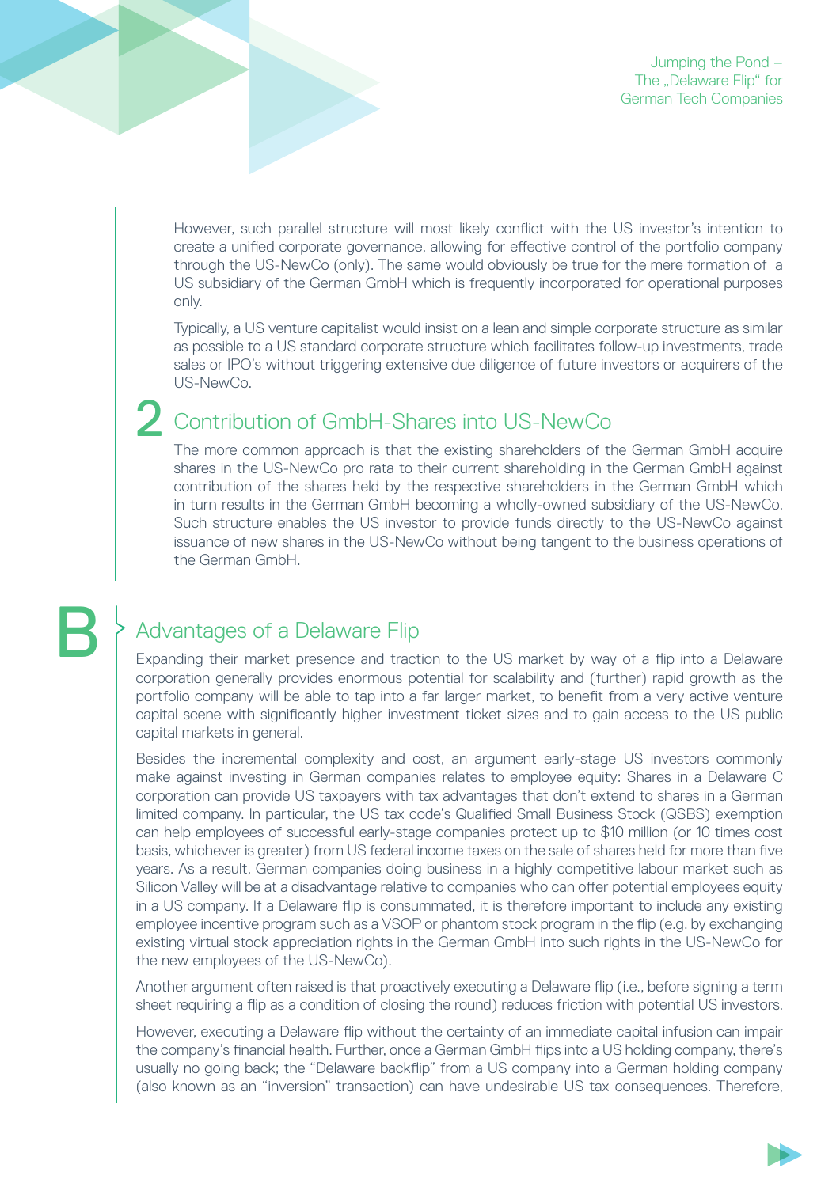However, such parallel structure will most likely conflict with the US investor's intention to create a unified corporate governance, allowing for effective control of the portfolio company through the US-NewCo (only). The same would obviously be true for the mere formation of a US subsidiary of the German GmbH which is frequently incorporated for operational purposes only.

Typically, a US venture capitalist would insist on a lean and simple corporate structure as similar as possible to a US standard corporate structure which facilitates follow-up investments, trade sales or IPO's without triggering extensive due diligence of future investors or acquirers of the US-NewCo.

### 2 Contribution of GmbH-Shares into US-NewCo

The more common approach is that the existing shareholders of the German GmbH acquire shares in the US-NewCo pro rata to their current shareholding in the German GmbH against contribution of the shares held by the respective shareholders in the German GmbH which in turn results in the German GmbH becoming a wholly-owned subsidiary of the US-NewCo. Such structure enables the US investor to provide funds directly to the US-NewCo against issuance of new shares in the US-NewCo without being tangent to the business operations of the German GmbH.

## B Advantages of a Delaware Flip

Expanding their market presence and traction to the US market by way of a flip into a Delaware corporation generally provides enormous potential for scalability and (further) rapid growth as the portfolio company will be able to tap into a far larger market, to benefit from a very active venture capital scene with significantly higher investment ticket sizes and to gain access to the US public capital markets in general.

Besides the incremental complexity and cost, an argument early-stage US investors commonly make against investing in German companies relates to employee equity: Shares in a Delaware C corporation can provide US taxpayers with tax advantages that don't extend to shares in a German limited company. In particular, the US tax code's Qualified Small Business Stock (QSBS) exemption can help employees of successful early-stage companies protect up to $10 million (or 10 times cost basis, whichever is greater) from US federal income taxes on the sale of shares held for more than five years. As a result, German companies doing business in a highly competitive labour market such as Silicon Valley will be at a disadvantage relative to companies who can offer potential employees equity in a US company. If a Delaware flip is consummated, it is therefore important to include any existing employee incentive program such as a VSOP or phantom stock program in the flip (e.g. by exchanging existing virtual stock appreciation rights in the German GmbH into such rights in the US-NewCo for the new employees of the US-NewCo).

Another argument often raised is that proactively executing a Delaware flip (i.e., before signing a term sheet requiring a flip as a condition of closing the round) reduces friction with potential US investors.

However, executing a Delaware flip without the certainty of an immediate capital infusion can impair the company's financial health. Further, once a German GmbH flips into a US holding company, there's usually no going back; the "Delaware backflip" from a US company into a German holding company (also known as an "inversion" transaction) can have undesirable US tax consequences. Therefore,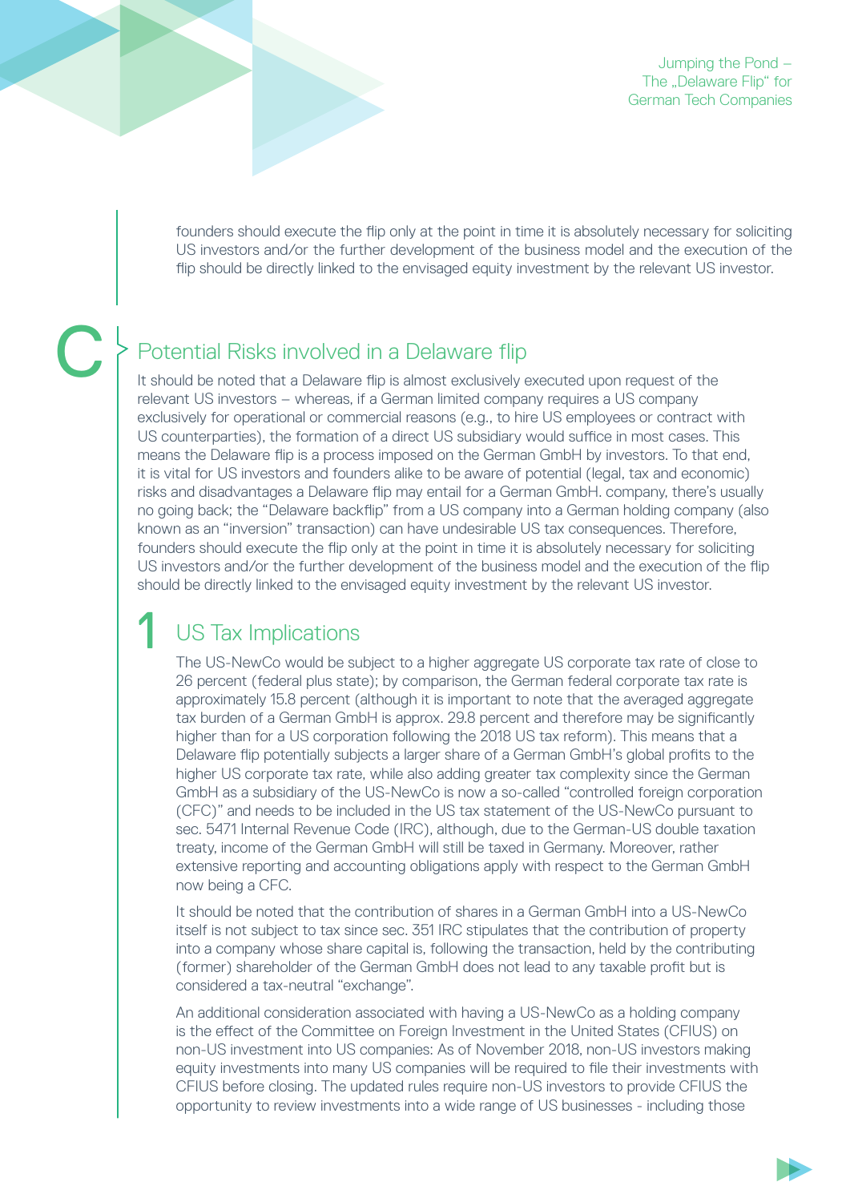founders should execute the flip only at the point in time it is absolutely necessary for soliciting US investors and/or the further development of the business model and the execution of the flip should be directly linked to the envisaged equity investment by the relevant US investor.

# C Potential Risks involved in a Delaware flip

It should be noted that a Delaware flip is almost exclusively executed upon request of the relevant US investors – whereas, if a German limited company requires a US company exclusively for operational or commercial reasons (e.g., to hire US employees or contract with US counterparties), the formation of a direct US subsidiary would suffice in most cases. This means the Delaware flip is a process imposed on the German GmbH by investors. To that end, it is vital for US investors and founders alike to be aware of potential (legal, tax and economic) risks and disadvantages a Delaware flip may entail for a German GmbH. company, there's usually no going back; the "Delaware backflip" from a US company into a German holding company (also known as an "inversion" transaction) can have undesirable US tax consequences. Therefore, founders should execute the flip only at the point in time it is absolutely necessary for soliciting US investors and/or the further development of the business model and the execution of the flip should be directly linked to the envisaged equity investment by the relevant US investor.

## 1 US Tax Implications

The US-NewCo would be subject to a higher aggregate US corporate tax rate of close to 26 percent (federal plus state); by comparison, the German federal corporate tax rate is approximately 15.8 percent (although it is important to note that the averaged aggregate tax burden of a German GmbH is approx. 29.8 percent and therefore may be significantly higher than for a US corporation following the 2018 US tax reform). This means that a Delaware flip potentially subjects a larger share of a German GmbH's global profits to the higher US corporate tax rate, while also adding greater tax complexity since the German GmbH as a subsidiary of the US-NewCo is now a so-called "controlled foreign corporation (CFC)" and needs to be included in the US tax statement of the US-NewCo pursuant to sec. 5471 Internal Revenue Code (IRC), although, due to the German-US double taxation treaty, income of the German GmbH will still be taxed in Germany. Moreover, rather extensive reporting and accounting obligations apply with respect to the German GmbH now being a CFC.

It should be noted that the contribution of shares in a German GmbH into a US-NewCo itself is not subject to tax since sec. 351 IRC stipulates that the contribution of property into a company whose share capital is, following the transaction, held by the contributing (former) shareholder of the German GmbH does not lead to any taxable profit but is considered a tax-neutral "exchange".

An additional consideration associated with having a US-NewCo as a holding company is the effect of the Committee on Foreign Investment in the United States (CFIUS) on non-US investment into US companies: As of November 2018, non-US investors making equity investments into many US companies will be required to file their investments with CFIUS before closing. The updated rules require non-US investors to provide CFIUS the opportunity to review investments into a wide range of US businesses - including those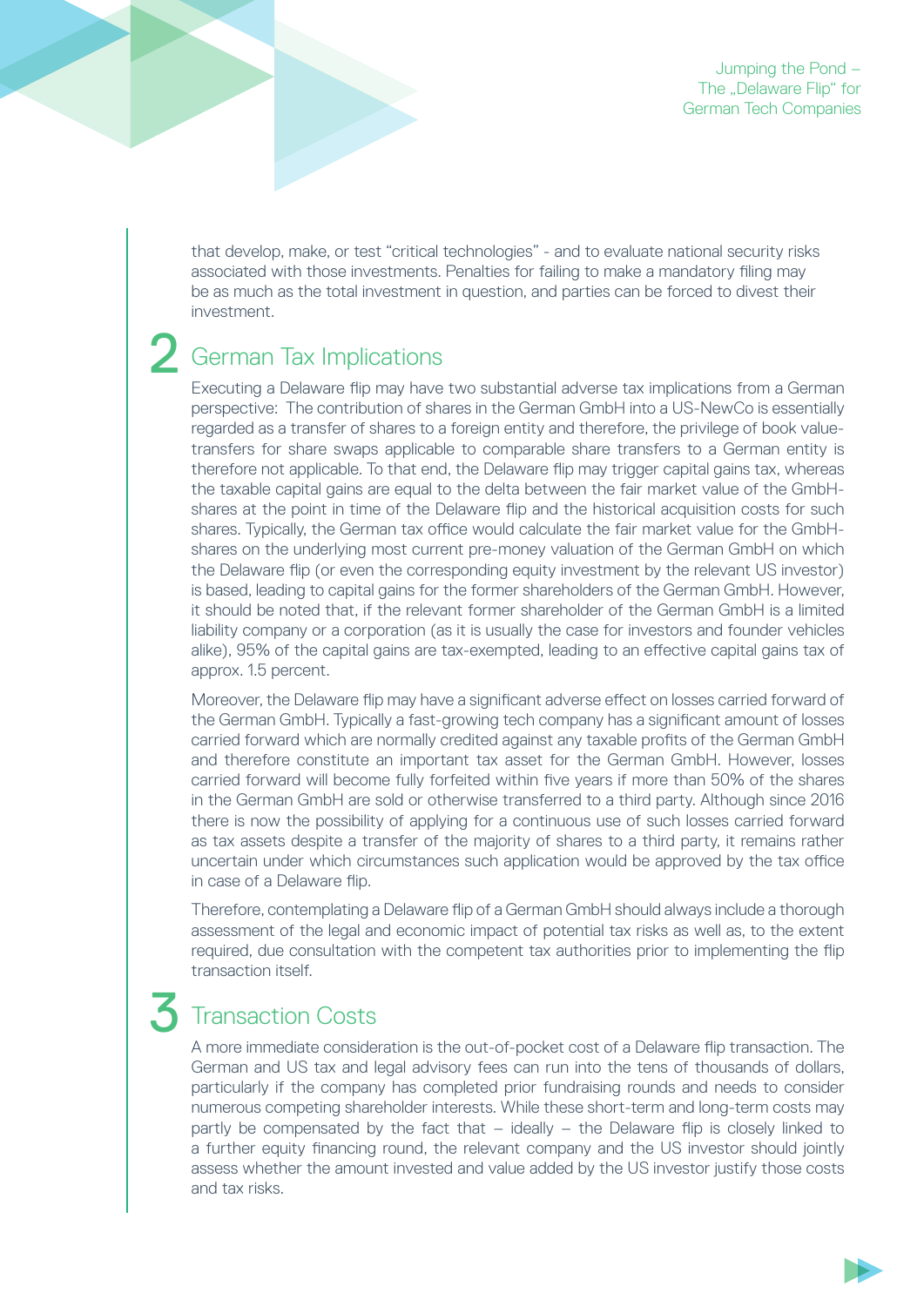that develop, make, or test "critical technologies" - and to evaluate national security risks associated with those investments. Penalties for failing to make a mandatory filing may be as much as the total investment in question, and parties can be forced to divest their investment.

## 2 German Tax Implications

Executing a Delaware flip may have two substantial adverse tax implications from a German perspective: The contribution of shares in the German GmbH into a US-NewCo is essentially regarded as a transfer of shares to a foreign entity and therefore, the privilege of book value-transfers for share swaps applicable to comparable share transfers to a German entity is therefore not applicable. To that end, the Delaware flip may trigger capital gains tax, whereas the taxable capital gains are equal to the delta between the fair market value of the GmbH-shares at the point in time of the Delaware flip and the historical acquisition costs for such shares. Typically, the German tax office would calculate the fair market value for the GmbH-shares on the underlying most current pre-money valuation of the German GmbH on which the Delaware flip (or even the corresponding equity investment by the relevant US investor) is based, leading to capital gains for the former shareholders of the German GmbH. However, it should be noted that, if the relevant former shareholder of the German GmbH is a limited liability company or a corporation (as it is usually the case for investors and founder vehicles alike), 95% of the capital gains are tax-exempted, leading to an effective capital gains tax of approx. 1.5 percent.

Moreover, the Delaware flip may have a significant adverse effect on losses carried forward of the German GmbH. Typically a fast-growing tech company has a significant amount of losses carried forward which are normally credited against any taxable profits of the German GmbH and therefore constitute an important tax asset for the German GmbH. However, losses carried forward will become fully forfeited within five years if more than 50% of the shares in the German GmbH are sold or otherwise transferred to a third party. Although since 2016 there is now the possibility of applying for a continuous use of such losses carried forward as tax assets despite a transfer of the majority of shares to a third party, it remains rather uncertain under which circumstances such application would be approved by the tax office in case of a Delaware flip.

Therefore, contemplating a Delaware flip of a German GmbH should always include a thorough assessment of the legal and economic impact of potential tax risks as well as, to the extent required, due consultation with the competent tax authorities prior to implementing the flip transaction itself.

## 3 Transaction Costs

A more immediate consideration is the out-of-pocket cost of a Delaware flip transaction. The German and US tax and legal advisory fees can run into the tens of thousands of dollars, particularly if the company has completed prior fundraising rounds and needs to consider numerous competing shareholder interests. While these short-term and long-term costs may partly be compensated by the fact that – ideally – the Delaware flip is closely linked to a further equity financing round, the relevant company and the US investor should jointly assess whether the amount invested and value added by the US investor justify those costs and tax risks.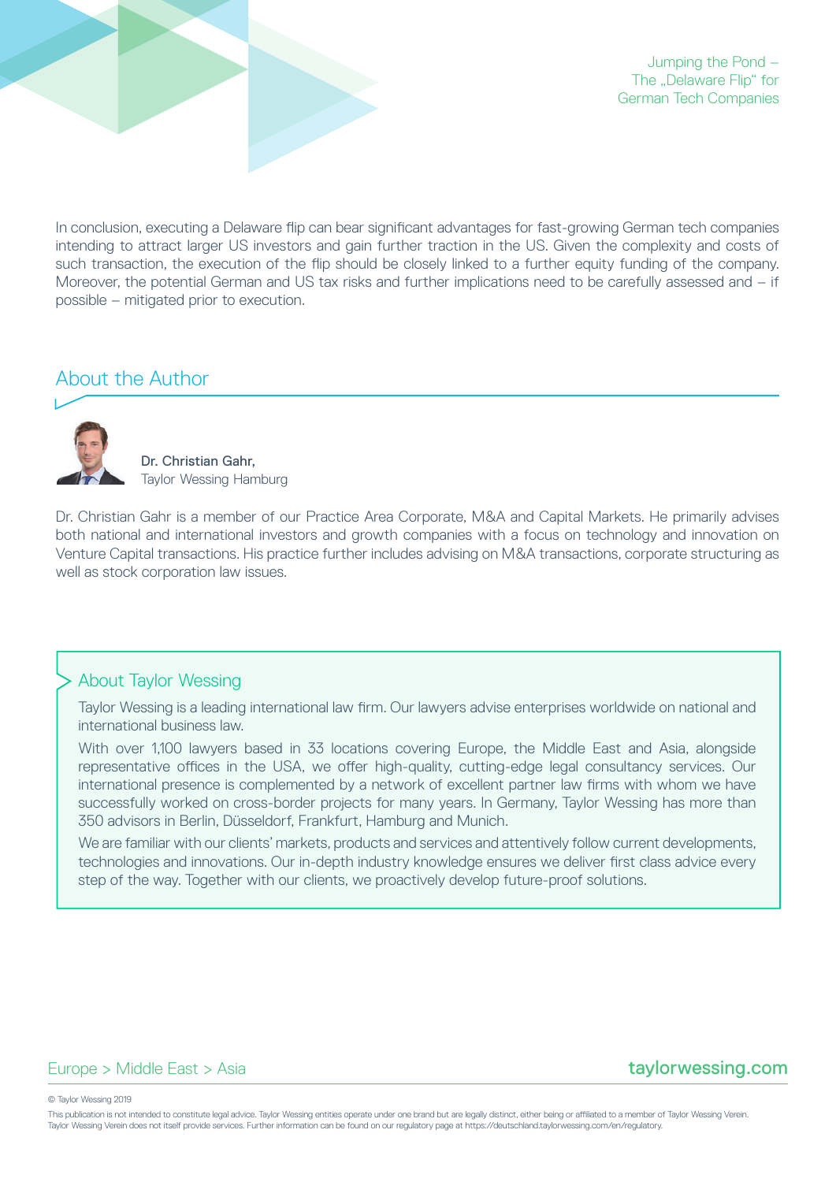In conclusion, executing a Delaware flip can bear significant advantages for fast-growing German tech companies intending to attract larger US investors and gain further traction in the US. Given the complexity and costs of such transaction, the execution of the flip should be closely linked to a further equity funding of the company. Moreover, the potential German and US tax risks and further implications need to be carefully assessed and – if possible – mitigated prior to execution.

## About the Author

**Dr. Christian Gahr,**
Taylor Wessing Hamburg

Dr. Christian Gahr is a member of our Practice Area Corporate, M&A and Capital Markets. He primarily advises both national and international investors and growth companies with a focus on technology and innovation on Venture Capital transactions. His practice further includes advising on M&A transactions, corporate structuring as well as stock corporation law issues.

## About Taylor Wessing

Taylor Wessing is a leading international law firm. Our lawyers advise enterprises worldwide on national and international business law.

With over 1,100 lawyers based in 33 locations covering Europe, the Middle East and Asia, alongside representative offices in the USA, we offer high-quality, cutting-edge legal consultancy services. Our international presence is complemented by a network of excellent partner law firms with whom we have successfully worked on cross-border projects for many years. In Germany, Taylor Wessing has more than 350 advisors in Berlin, Düsseldorf, Frankfurt, Hamburg and Munich.

We are familiar with our clients' markets, products and services and attentively follow current developments, technologies and innovations. Our in-depth industry knowledge ensures we deliver first class advice every step of the way. Together with our clients, we proactively develop future-proof solutions.

Europe > Middle East > Asia

taylorwessing.com

© Taylor Wessing 2019

This publication is not intended to constitute legal advice. Taylor Wessing entities operate under one brand but are legally distinct, either being or affiliated to a member of Taylor Wessing Verein. Taylor Wessing Verein does not itself provide services. Further information can be found on our regulatory page at https://deutschland.taylorwessing.com/en/regulatory.